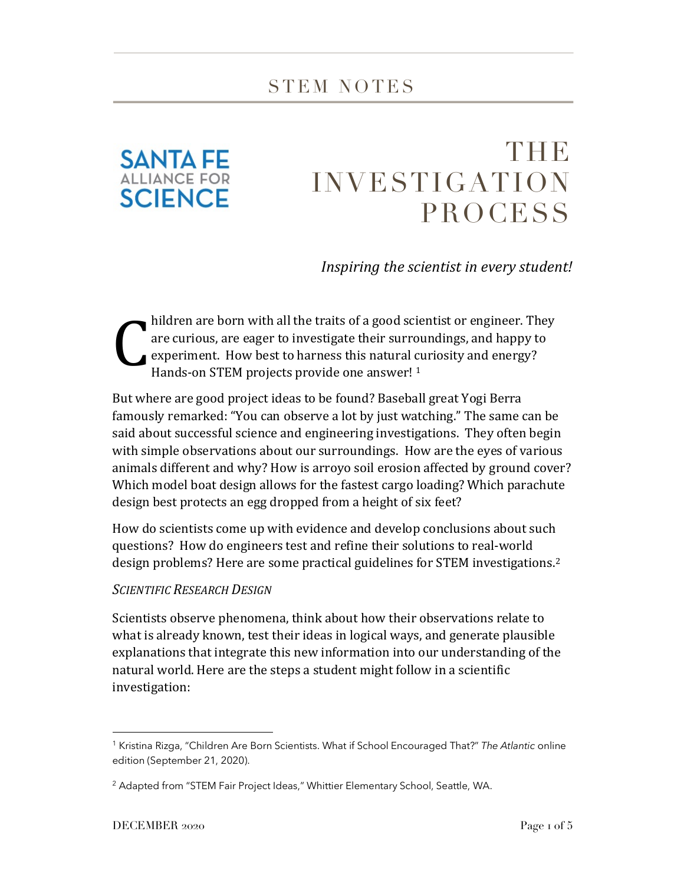STEM NOTES

SANTA FE ALLIANCE FOR SCIENCE

# THE INVESTIGATION PROCESS

*Inspiring the scientist in every student!*

Children are born with all the traits of a good scientist or engineer. They are curious, are eager to investigate their surroundings, and happy to experiment. How best to harness this natural curiosity and energy? Hands-on STEM projects provide one answer! [1]

But where are good project ideas to be found? Baseball great Yogi Berra famously remarked: "You can observe a lot by just watching." The same can be said about successful science and engineering investigations. They often begin with simple observations about our surroundings. How are the eyes of various animals different and why? How is arroyo soil erosion affected by ground cover? Which model boat design allows for the fastest cargo loading? Which parachute design best protects an egg dropped from a height of six feet?

How do scientists come up with evidence and develop conclusions about such questions? How do engineers test and refine their solutions to real-world design problems? Here are some practical guidelines for STEM investigations.[2]

## *Scientific Research Design*

Scientists observe phenomena, think about how their observations relate to what is already known, test their ideas in logical ways, and generate plausible explanations that integrate this new information into our understanding of the natural world. Here are the steps a student might follow in a scientific investigation:

---

[1] Kristina Rizga, "Children Are Born Scientists. What if School Encouraged That?" *The Atlantic* online edition (September 21, 2020).

[2] Adapted from "STEM Fair Project Ideas," Whittier Elementary School, Seattle, WA.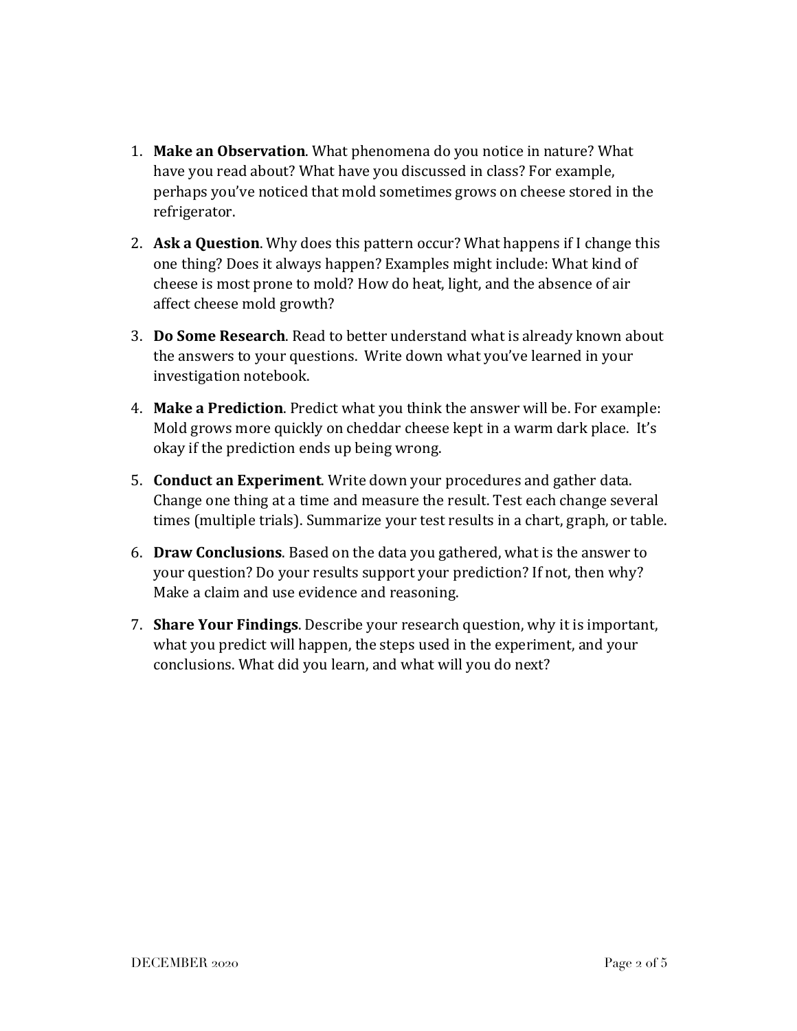1. **Make an Observation**. What phenomena do you notice in nature? What have you read about? What have you discussed in class? For example, perhaps you've noticed that mold sometimes grows on cheese stored in the refrigerator.

2. **Ask a Question**. Why does this pattern occur? What happens if I change this one thing? Does it always happen? Examples might include: What kind of cheese is most prone to mold? How do heat, light, and the absence of air affect cheese mold growth?

3. **Do Some Research**. Read to better understand what is already known about the answers to your questions. Write down what you've learned in your investigation notebook.

4. **Make a Prediction**. Predict what you think the answer will be. For example: Mold grows more quickly on cheddar cheese kept in a warm dark place. It's okay if the prediction ends up being wrong.

5. **Conduct an Experiment**. Write down your procedures and gather data. Change one thing at a time and measure the result. Test each change several times (multiple trials). Summarize your test results in a chart, graph, or table.

6. **Draw Conclusions**. Based on the data you gathered, what is the answer to your question? Do your results support your prediction? If not, then why? Make a claim and use evidence and reasoning.

7. **Share Your Findings**. Describe your research question, why it is important, what you predict will happen, the steps used in the experiment, and your conclusions. What did you learn, and what will you do next?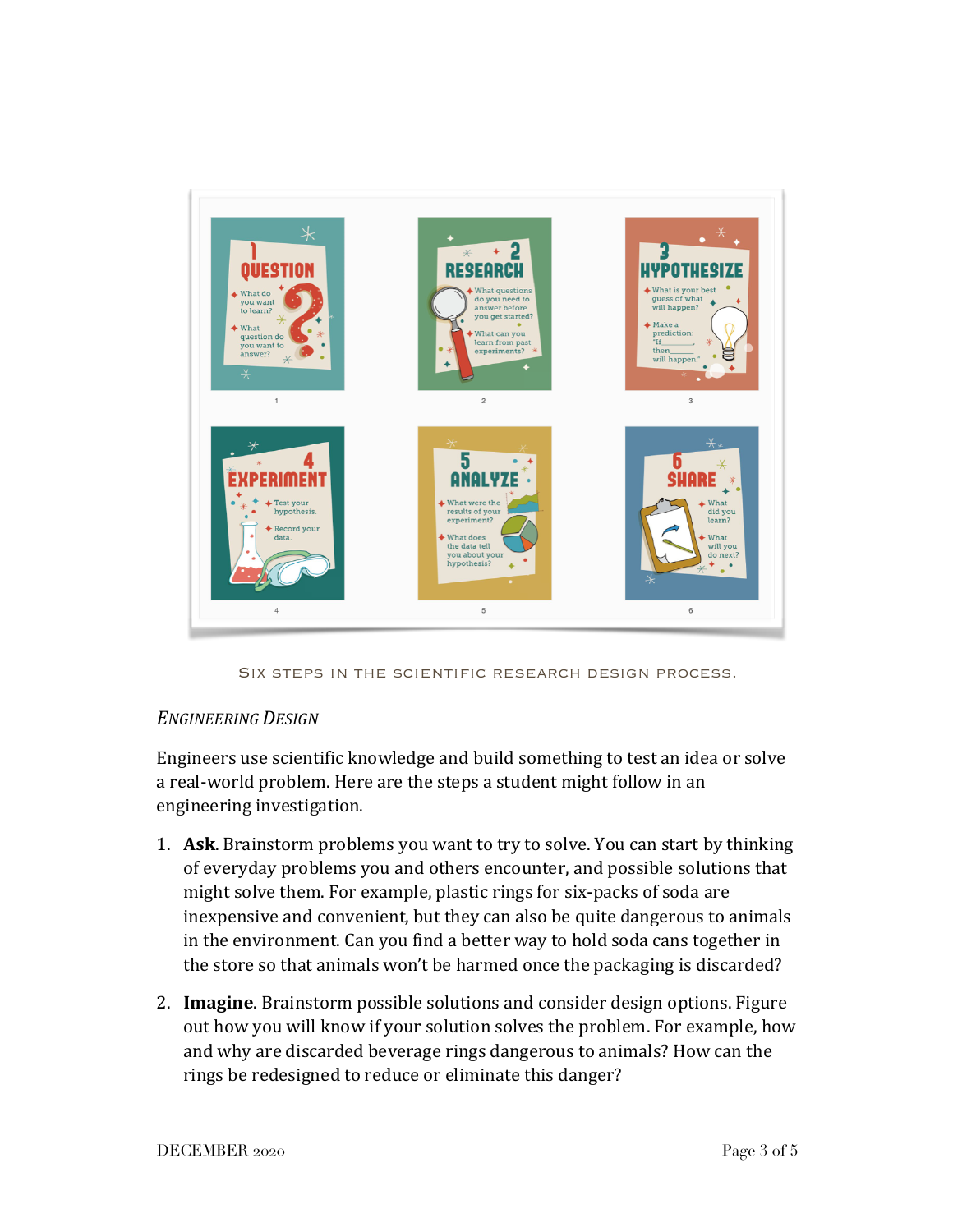Six steps in the scientific research design process.

*Engineering Design*

Engineers use scientific knowledge and build something to test an idea or solve a real-world problem. Here are the steps a student might follow in an engineering investigation.

1. **Ask**. Brainstorm problems you want to try to solve. You can start by thinking of everyday problems you and others encounter, and possible solutions that might solve them. For example, plastic rings for six-packs of soda are inexpensive and convenient, but they can also be quite dangerous to animals in the environment. Can you find a better way to hold soda cans together in the store so that animals won't be harmed once the packaging is discarded?

2. **Imagine**. Brainstorm possible solutions and consider design options. Figure out how you will know if your solution solves the problem. For example, how and why are discarded beverage rings dangerous to animals? How can the rings be redesigned to reduce or eliminate this danger?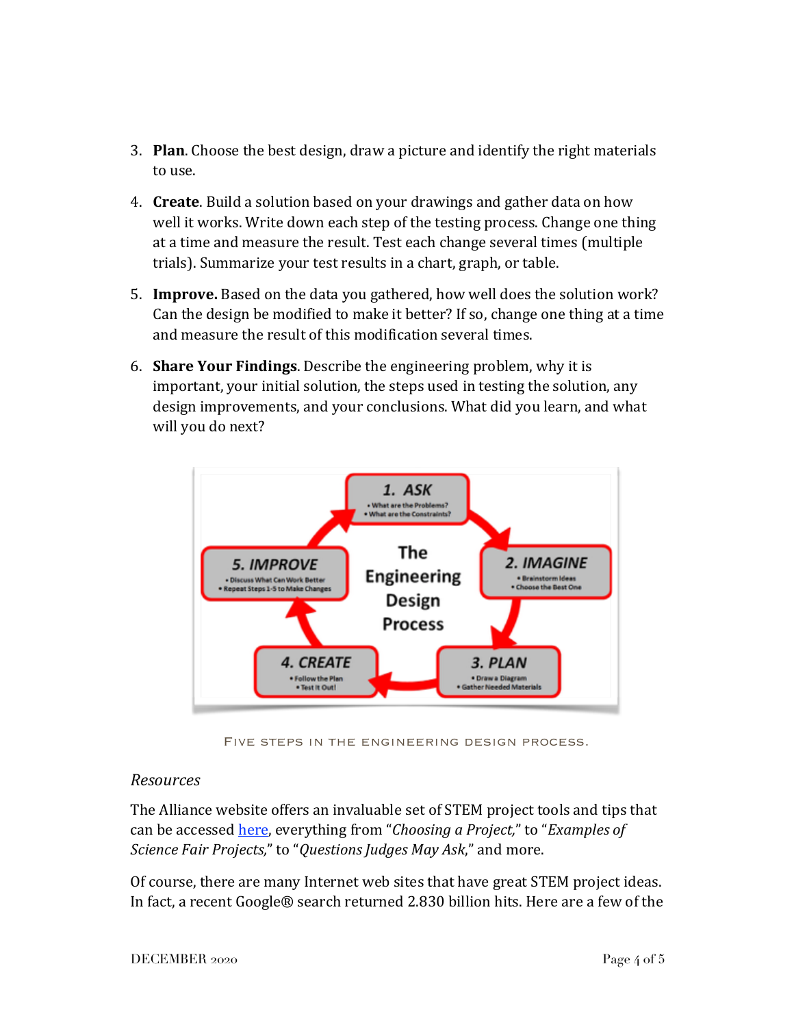3. **Plan**. Choose the best design, draw a picture and identify the right materials to use.
4. **Create**. Build a solution based on your drawings and gather data on how well it works. Write down each step of the testing process. Change one thing at a time and measure the result. Test each change several times (multiple trials). Summarize your test results in a chart, graph, or table.
5. **Improve.** Based on the data you gathered, how well does the solution work? Can the design be modified to make it better? If so, change one thing at a time and measure the result of this modification several times.
6. **Share Your Findings**. Describe the engineering problem, why it is important, your initial solution, the steps used in testing the solution, any design improvements, and your conclusions. What did you learn, and what will you do next?

FIVE STEPS IN THE ENGINEERING DESIGN PROCESS.

*Resources*

The Alliance website offers an invaluable set of STEM project tools and tips that can be accessed here, everything from "*Choosing a Project,*" to "*Examples of Science Fair Projects,*" to "*Questions Judges May Ask*," and more.

Of course, there are many Internet web sites that have great STEM project ideas. In fact, a recent Google® search returned 2.830 billion hits. Here are a few of the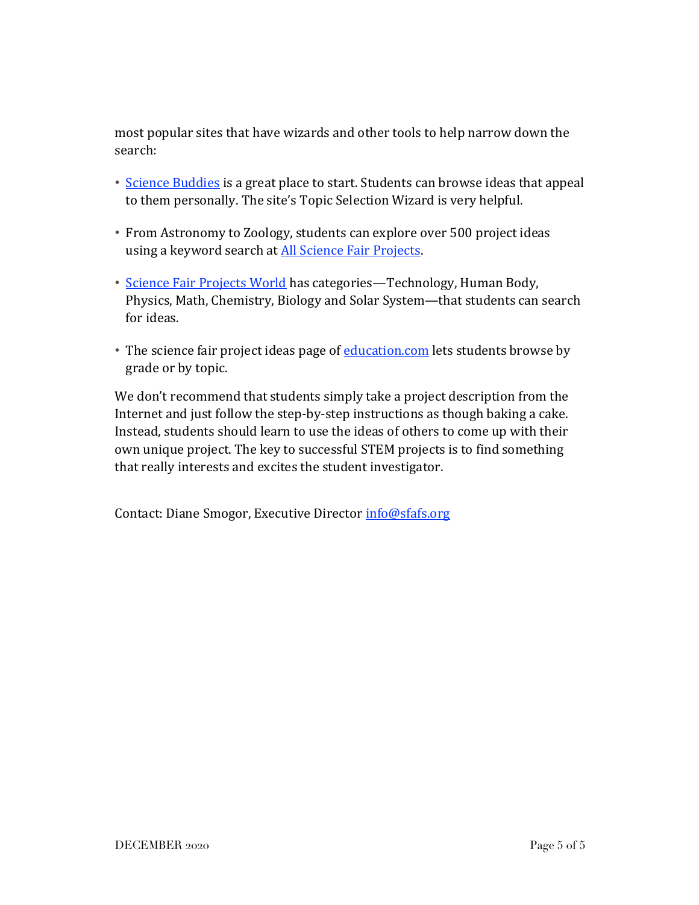most popular sites that have wizards and other tools to help narrow down the search:

- Science Buddies is a great place to start. Students can browse ideas that appeal to them personally. The site's Topic Selection Wizard is very helpful.
- From Astronomy to Zoology, students can explore over 500 project ideas using a keyword search at All Science Fair Projects.
- Science Fair Projects World has categories—Technology, Human Body, Physics, Math, Chemistry, Biology and Solar System—that students can search for ideas.
- The science fair project ideas page of education.com lets students browse by grade or by topic.

We don't recommend that students simply take a project description from the Internet and just follow the step-by-step instructions as though baking a cake. Instead, students should learn to use the ideas of others to come up with their own unique project. The key to successful STEM projects is to find something that really interests and excites the student investigator.

Contact: Diane Smogor, Executive Director info@sfafs.org